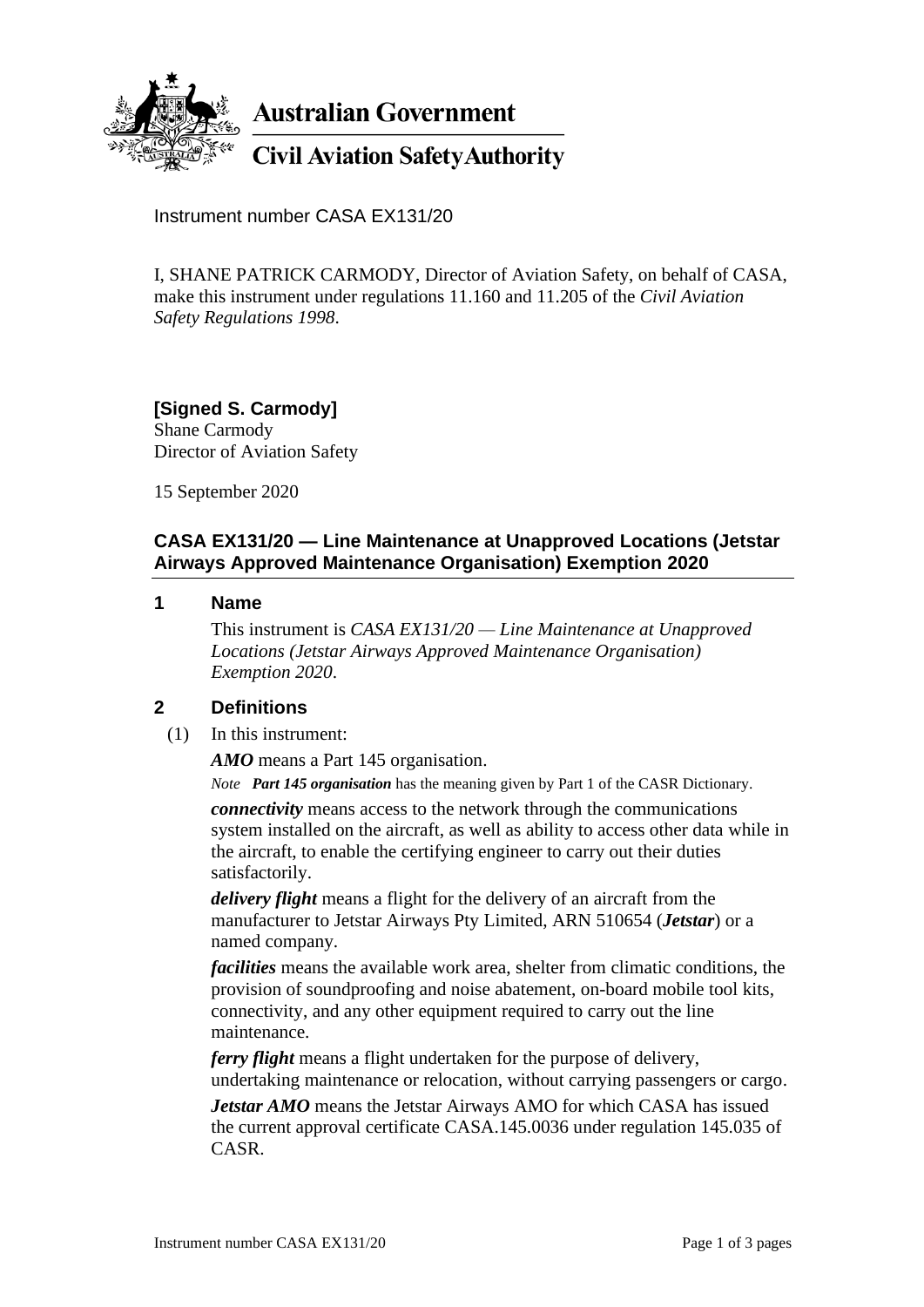**Australian Government**

**Civil Aviation Safety Authority**

Instrument number CASA EX131/20

I, SHANE PATRICK CARMODY, Director of Aviation Safety, on behalf of CASA, make this instrument under regulations 11.160 and 11.205 of the *Civil Aviation Safety Regulations 1998*.

**[Signed S. Carmody]**
Shane Carmody
Director of Aviation Safety

15 September 2020

## CASA EX131/20 — Line Maintenance at Unapproved Locations (Jetstar Airways Approved Maintenance Organisation) Exemption 2020

### 1 Name

This instrument is *CASA EX131/20 — Line Maintenance at Unapproved Locations (Jetstar Airways Approved Maintenance Organisation) Exemption 2020*.

### 2 Definitions

(1) In this instrument:

***AMO*** means a Part 145 organisation.

*Note* ***Part 145 organisation*** has the meaning given by Part 1 of the CASR Dictionary.

***connectivity*** means access to the network through the communications system installed on the aircraft, as well as ability to access other data while in the aircraft, to enable the certifying engineer to carry out their duties satisfactorily.

***delivery flight*** means a flight for the delivery of an aircraft from the manufacturer to Jetstar Airways Pty Limited, ARN 510654 (***Jetstar***) or a named company.

***facilities*** means the available work area, shelter from climatic conditions, the provision of soundproofing and noise abatement, on-board mobile tool kits, connectivity, and any other equipment required to carry out the line maintenance.

***ferry flight*** means a flight undertaken for the purpose of delivery, undertaking maintenance or relocation, without carrying passengers or cargo.

***Jetstar AMO*** means the Jetstar Airways AMO for which CASA has issued the current approval certificate CASA.145.0036 under regulation 145.035 of CASR.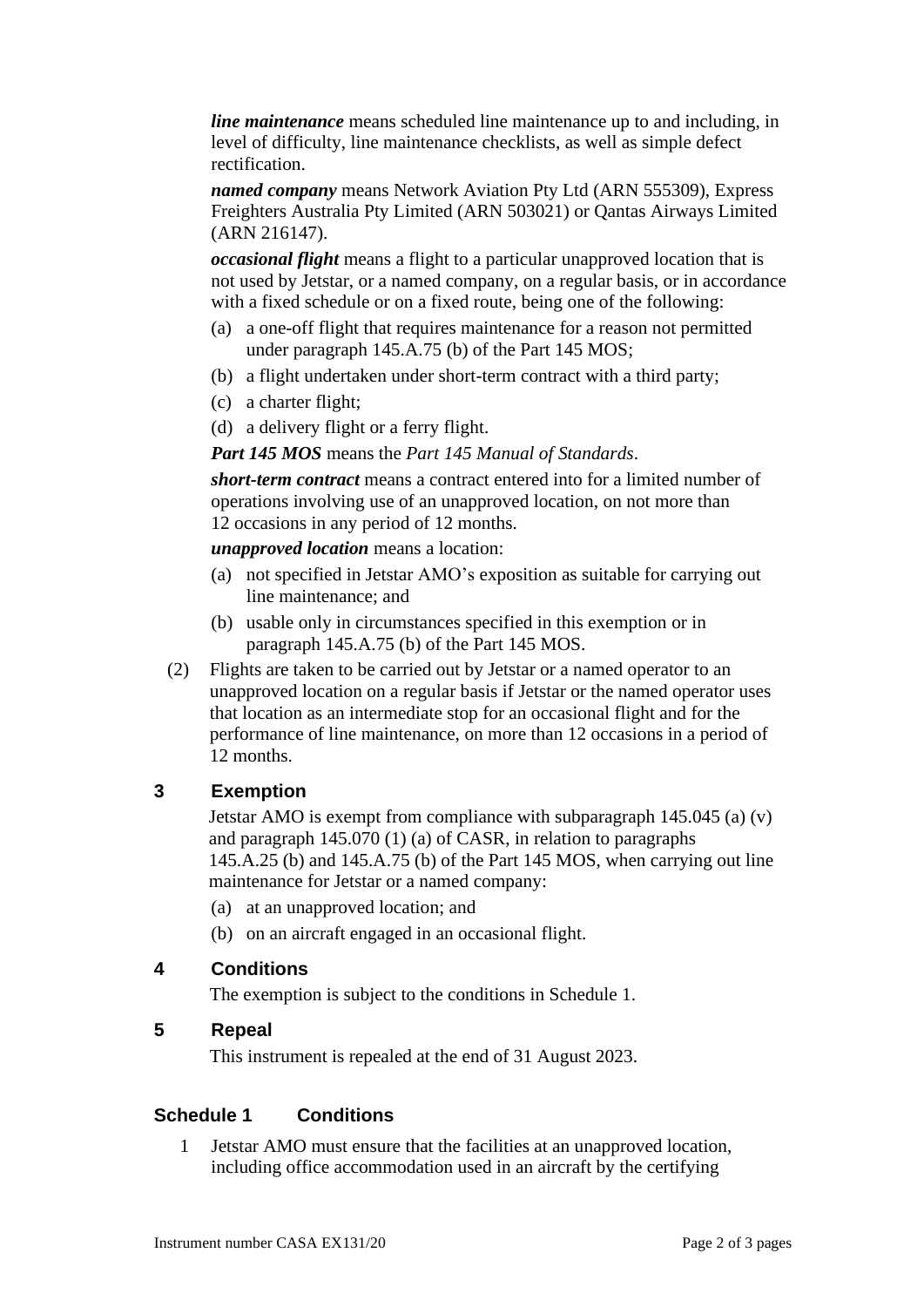***line maintenance*** means scheduled line maintenance up to and including, in level of difficulty, line maintenance checklists, as well as simple defect rectification.

***named company*** means Network Aviation Pty Ltd (ARN 555309), Express Freighters Australia Pty Limited (ARN 503021) or Qantas Airways Limited (ARN 216147).

***occasional flight*** means a flight to a particular unapproved location that is not used by Jetstar, or a named company, on a regular basis, or in accordance with a fixed schedule or on a fixed route, being one of the following:

(a) a one-off flight that requires maintenance for a reason not permitted under paragraph 145.A.75 (b) of the Part 145 MOS;

(b) a flight undertaken under short-term contract with a third party;

(c) a charter flight;

(d) a delivery flight or a ferry flight.

***Part 145 MOS*** means the *Part 145 Manual of Standards*.

***short-term contract*** means a contract entered into for a limited number of operations involving use of an unapproved location, on not more than 12 occasions in any period of 12 months.

***unapproved location*** means a location:

(a) not specified in Jetstar AMO's exposition as suitable for carrying out line maintenance; and

(b) usable only in circumstances specified in this exemption or in paragraph 145.A.75 (b) of the Part 145 MOS.

(2) Flights are taken to be carried out by Jetstar or a named operator to an unapproved location on a regular basis if Jetstar or the named operator uses that location as an intermediate stop for an occasional flight and for the performance of line maintenance, on more than 12 occasions in a period of 12 months.

## 3 Exemption

Jetstar AMO is exempt from compliance with subparagraph 145.045 (a) (v) and paragraph 145.070 (1) (a) of CASR, in relation to paragraphs 145.A.25 (b) and 145.A.75 (b) of the Part 145 MOS, when carrying out line maintenance for Jetstar or a named company:

(a) at an unapproved location; and

(b) on an aircraft engaged in an occasional flight.

## 4 Conditions

The exemption is subject to the conditions in Schedule 1.

## 5 Repeal

This instrument is repealed at the end of 31 August 2023.

## Schedule 1 Conditions

1 Jetstar AMO must ensure that the facilities at an unapproved location, including office accommodation used in an aircraft by the certifying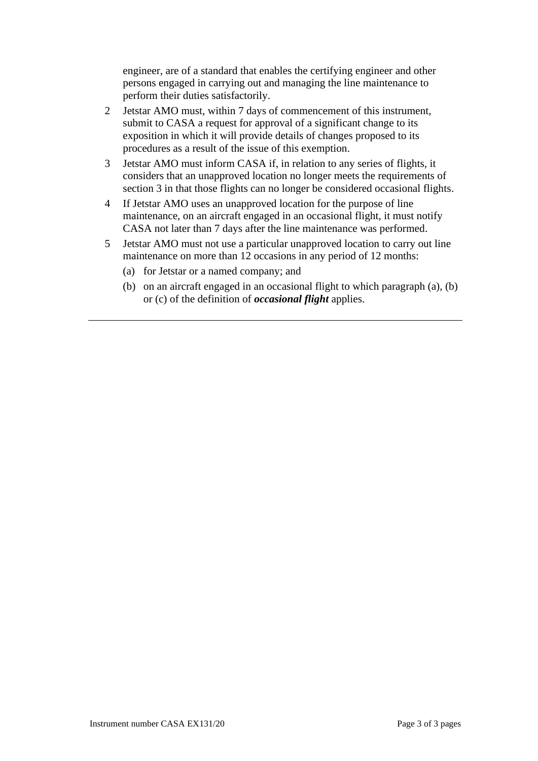engineer, are of a standard that enables the certifying engineer and other persons engaged in carrying out and managing the line maintenance to perform their duties satisfactorily.

2 Jetstar AMO must, within 7 days of commencement of this instrument, submit to CASA a request for approval of a significant change to its exposition in which it will provide details of changes proposed to its procedures as a result of the issue of this exemption.

3 Jetstar AMO must inform CASA if, in relation to any series of flights, it considers that an unapproved location no longer meets the requirements of section 3 in that those flights can no longer be considered occasional flights.

4 If Jetstar AMO uses an unapproved location for the purpose of line maintenance, on an aircraft engaged in an occasional flight, it must notify CASA not later than 7 days after the line maintenance was performed.

5 Jetstar AMO must not use a particular unapproved location to carry out line maintenance on more than 12 occasions in any period of 12 months:

(a) for Jetstar or a named company; and

(b) on an aircraft engaged in an occasional flight to which paragraph (a), (b) or (c) of the definition of ***occasional flight*** applies.